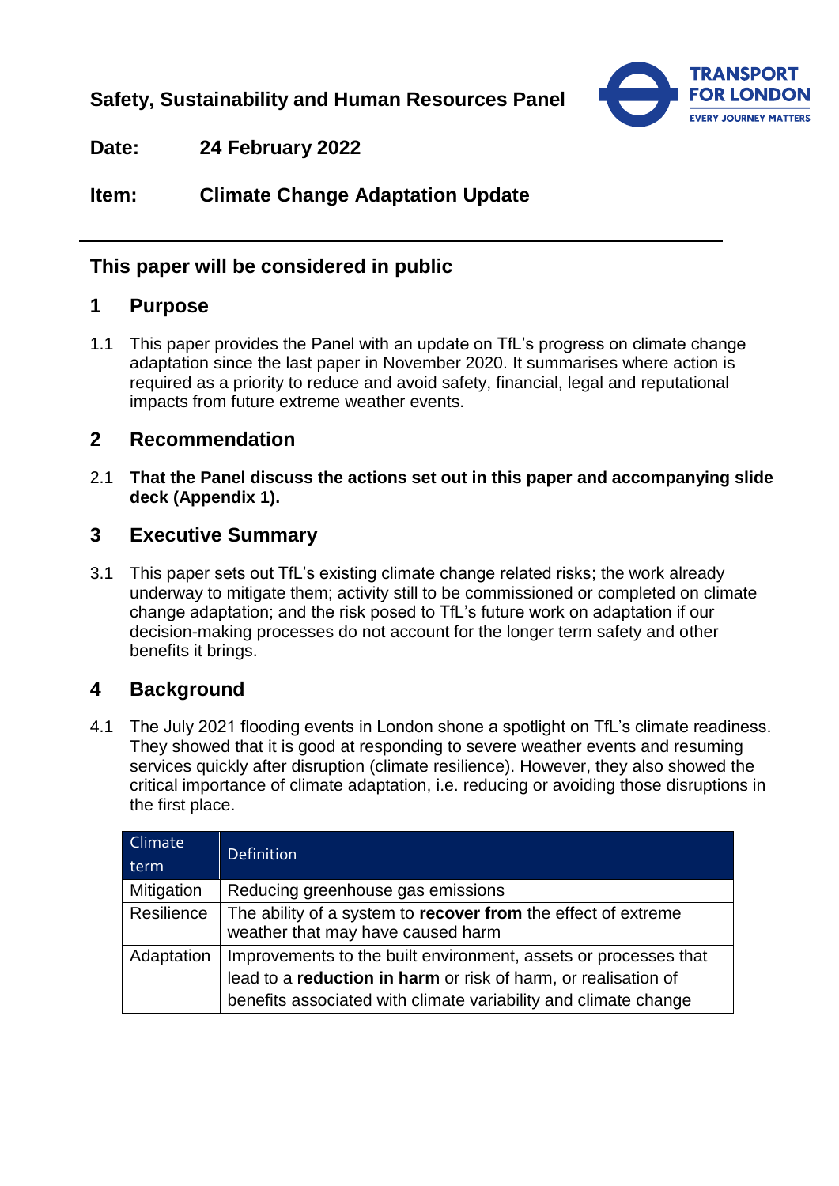**Safety, Sustainability and Human Resources Panel**

**Date:** 24 February 2022

**Item:** Climate Change Adaptation Update

---

**This paper will be considered in public**

## 1 Purpose

1.1 This paper provides the Panel with an update on TfL's progress on climate change adaptation since the last paper in November 2020. It summarises where action is required as a priority to reduce and avoid safety, financial, legal and reputational impacts from future extreme weather events.

## 2 Recommendation

2.1 **That the Panel discuss the actions set out in this paper and accompanying slide deck (Appendix 1).**

## 3 Executive Summary

3.1 This paper sets out TfL's existing climate change related risks; the work already underway to mitigate them; activity still to be commissioned or completed on climate change adaptation; and the risk posed to TfL's future work on adaptation if our decision-making processes do not account for the longer term safety and other benefits it brings.

## 4 Background

4.1 The July 2021 flooding events in London shone a spotlight on TfL's climate readiness. They showed that it is good at responding to severe weather events and resuming services quickly after disruption (climate resilience). However, they also showed the critical importance of climate adaptation, i.e. reducing or avoiding those disruptions in the first place.

| Climate term | Definition |
|---|---|
| Mitigation | Reducing greenhouse gas emissions |
| Resilience | The ability of a system to **recover from** the effect of extreme weather that may have caused harm |
| Adaptation | Improvements to the built environment, assets or processes that lead to a **reduction in harm** or risk of harm, or realisation of benefits associated with climate variability and climate change |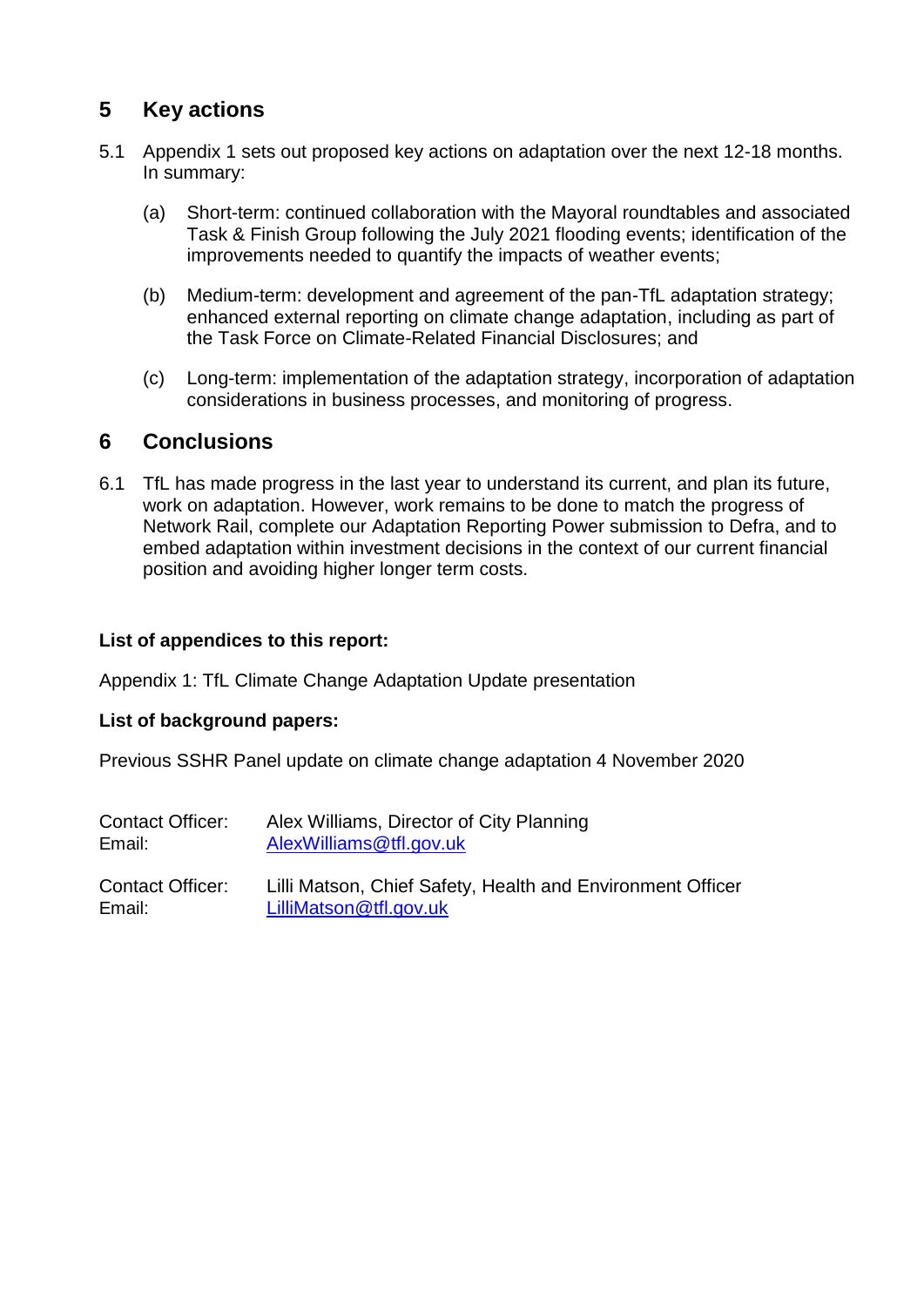## 5 Key actions

5.1 Appendix 1 sets out proposed key actions on adaptation over the next 12-18 months. In summary:

(a) Short-term: continued collaboration with the Mayoral roundtables and associated Task & Finish Group following the July 2021 flooding events; identification of the improvements needed to quantify the impacts of weather events;

(b) Medium-term: development and agreement of the pan-TfL adaptation strategy; enhanced external reporting on climate change adaptation, including as part of the Task Force on Climate-Related Financial Disclosures; and

(c) Long-term: implementation of the adaptation strategy, incorporation of adaptation considerations in business processes, and monitoring of progress.

## 6 Conclusions

6.1 TfL has made progress in the last year to understand its current, and plan its future, work on adaptation. However, work remains to be done to match the progress of Network Rail, complete our Adaptation Reporting Power submission to Defra, and to embed adaptation within investment decisions in the context of our current financial position and avoiding higher longer term costs.

**List of appendices to this report:**

Appendix 1: TfL Climate Change Adaptation Update presentation

**List of background papers:**

Previous SSHR Panel update on climate change adaptation 4 November 2020

Contact Officer: Alex Williams, Director of City Planning
Email: AlexWilliams@tfl.gov.uk

Contact Officer: Lilli Matson, Chief Safety, Health and Environment Officer
Email: LilliMatson@tfl.gov.uk